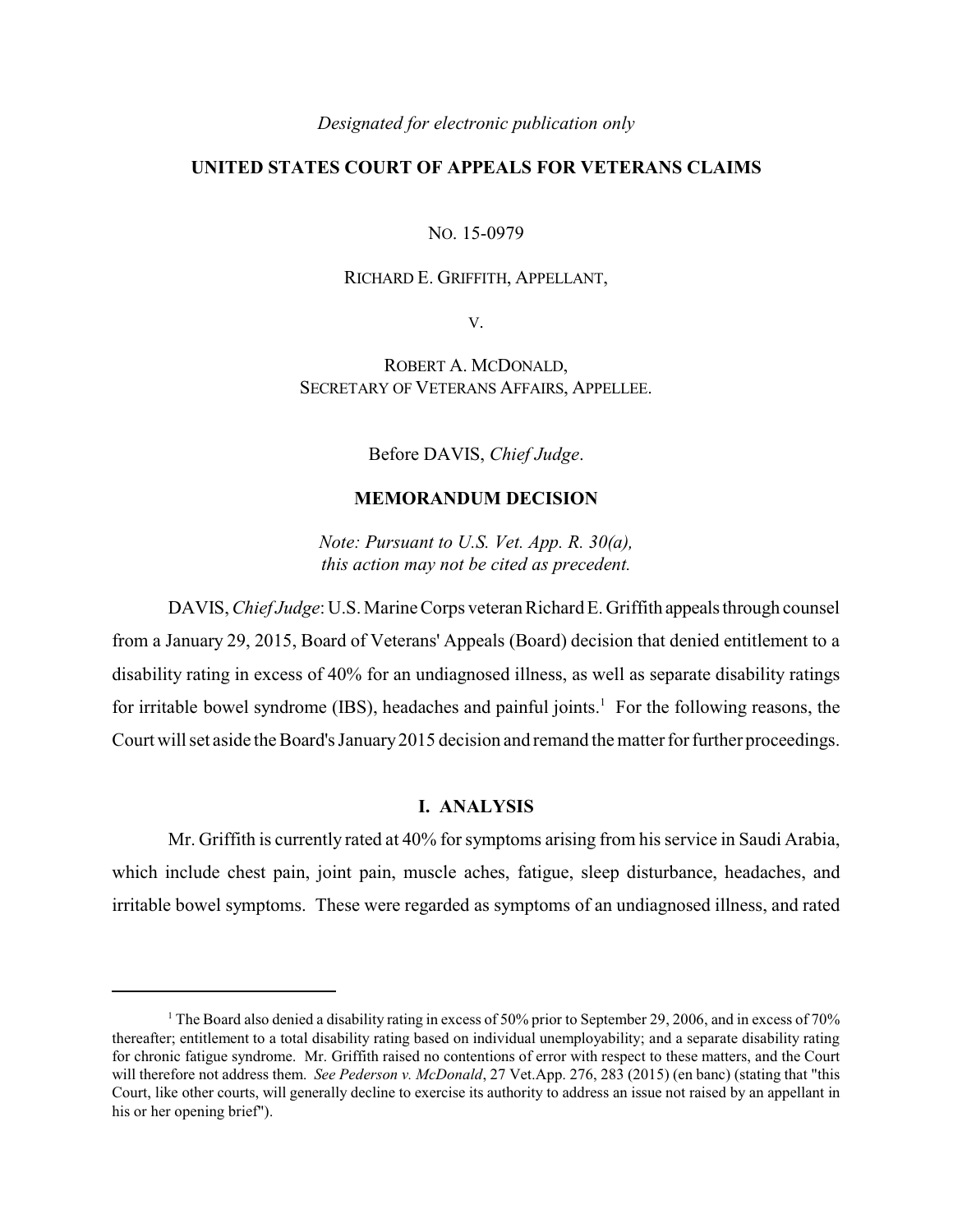*Designated for electronic publication only*

**UNITED STATES COURT OF APPEALS FOR VETERANS CLAIMS**

NO. 15-0979

RICHARD E. GRIFFITH, APPELLANT,

V.

ROBERT A. MCDONALD,
SECRETARY OF VETERANS AFFAIRS, APPELLEE.

Before DAVIS, *Chief Judge*.

**MEMORANDUM DECISION**

*Note: Pursuant to U.S. Vet. App. R. 30(a), this action may not be cited as precedent.*

DAVIS, *Chief Judge*: U.S. Marine Corps veteran Richard E. Griffith appeals through counsel from a January 29, 2015, Board of Veterans' Appeals (Board) decision that denied entitlement to a disability rating in excess of 40% for an undiagnosed illness, as well as separate disability ratings for irritable bowel syndrome (IBS), headaches and painful joints.[1] For the following reasons, the Court will set aside the Board's January 2015 decision and remand the matter for further proceedings.

**I. ANALYSIS**

Mr. Griffith is currently rated at 40% for symptoms arising from his service in Saudi Arabia, which include chest pain, joint pain, muscle aches, fatigue, sleep disturbance, headaches, and irritable bowel symptoms. These were regarded as symptoms of an undiagnosed illness, and rated

[1] The Board also denied a disability rating in excess of 50% prior to September 29, 2006, and in excess of 70% thereafter; entitlement to a total disability rating based on individual unemployability; and a separate disability rating for chronic fatigue syndrome. Mr. Griffith raised no contentions of error with respect to these matters, and the Court will therefore not address them. *See Pederson v. McDonald*, 27 Vet.App. 276, 283 (2015) (en banc) (stating that "this Court, like other courts, will generally decline to exercise its authority to address an issue not raised by an appellant in his or her opening brief").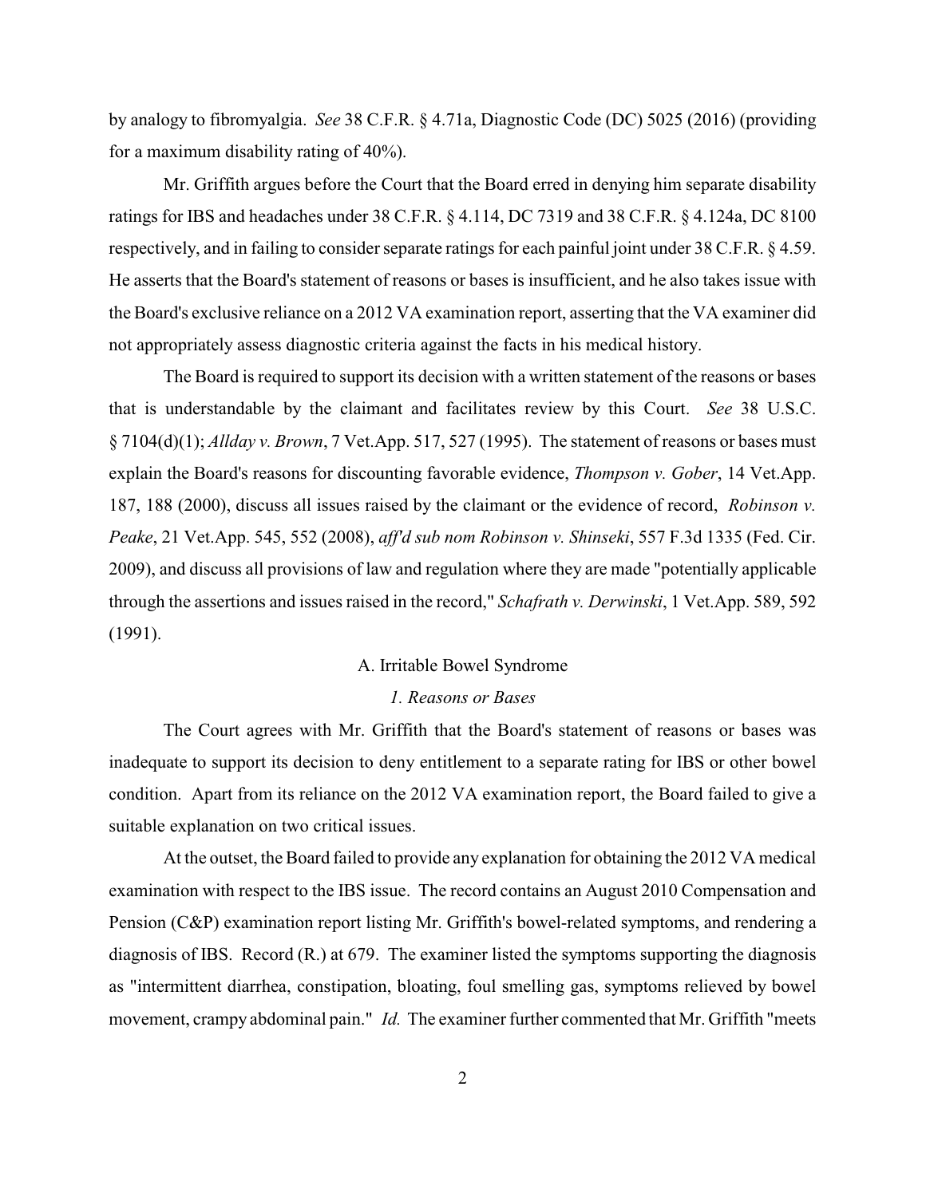by analogy to fibromyalgia. *See* 38 C.F.R. § 4.71a, Diagnostic Code (DC) 5025 (2016) (providing for a maximum disability rating of 40%).

Mr. Griffith argues before the Court that the Board erred in denying him separate disability ratings for IBS and headaches under 38 C.F.R. § 4.114, DC 7319 and 38 C.F.R. § 4.124a, DC 8100 respectively, and in failing to consider separate ratings for each painful joint under 38 C.F.R. § 4.59. He asserts that the Board's statement of reasons or bases is insufficient, and he also takes issue with the Board's exclusive reliance on a 2012 VA examination report, asserting that the VA examiner did not appropriately assess diagnostic criteria against the facts in his medical history.

The Board is required to support its decision with a written statement of the reasons or bases that is understandable by the claimant and facilitates review by this Court. *See* 38 U.S.C. § 7104(d)(1); *Allday v. Brown*, 7 Vet.App. 517, 527 (1995). The statement of reasons or bases must explain the Board's reasons for discounting favorable evidence, *Thompson v. Gober*, 14 Vet.App. 187, 188 (2000), discuss all issues raised by the claimant or the evidence of record, *Robinson v. Peake*, 21 Vet.App. 545, 552 (2008), *aff'd sub nom Robinson v. Shinseki*, 557 F.3d 1335 (Fed. Cir. 2009), and discuss all provisions of law and regulation where they are made "potentially applicable through the assertions and issues raised in the record," *Schafrath v. Derwinski*, 1 Vet.App. 589, 592 (1991).

A. Irritable Bowel Syndrome

*1. Reasons or Bases*

The Court agrees with Mr. Griffith that the Board's statement of reasons or bases was inadequate to support its decision to deny entitlement to a separate rating for IBS or other bowel condition. Apart from its reliance on the 2012 VA examination report, the Board failed to give a suitable explanation on two critical issues.

At the outset, the Board failed to provide any explanation for obtaining the 2012 VA medical examination with respect to the IBS issue. The record contains an August 2010 Compensation and Pension (C&P) examination report listing Mr. Griffith's bowel-related symptoms, and rendering a diagnosis of IBS. Record (R.) at 679. The examiner listed the symptoms supporting the diagnosis as "intermittent diarrhea, constipation, bloating, foul smelling gas, symptoms relieved by bowel movement, crampy abdominal pain." *Id.* The examiner further commented that Mr. Griffith "meets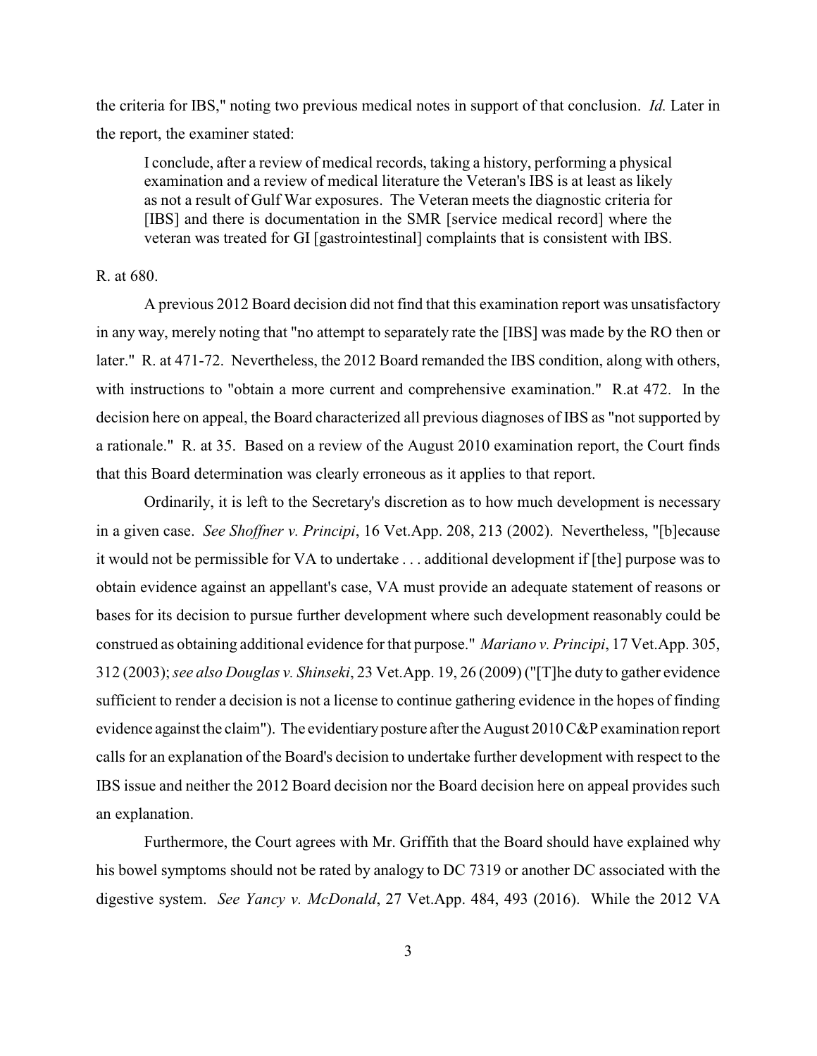the criteria for IBS," noting two previous medical notes in support of that conclusion. *Id.* Later in the report, the examiner stated:

> I conclude, after a review of medical records, taking a history, performing a physical examination and a review of medical literature the Veteran's IBS is at least as likely as not a result of Gulf War exposures. The Veteran meets the diagnostic criteria for [IBS] and there is documentation in the SMR [service medical record] where the veteran was treated for GI [gastrointestinal] complaints that is consistent with IBS.

R. at 680.

A previous 2012 Board decision did not find that this examination report was unsatisfactory in any way, merely noting that "no attempt to separately rate the [IBS] was made by the RO then or later." R. at 471-72. Nevertheless, the 2012 Board remanded the IBS condition, along with others, with instructions to "obtain a more current and comprehensive examination." R.at 472. In the decision here on appeal, the Board characterized all previous diagnoses of IBS as "not supported by a rationale." R. at 35. Based on a review of the August 2010 examination report, the Court finds that this Board determination was clearly erroneous as it applies to that report.

Ordinarily, it is left to the Secretary's discretion as to how much development is necessary in a given case. *See Shoffner v. Principi*, 16 Vet.App. 208, 213 (2002). Nevertheless, "[b]ecause it would not be permissible for VA to undertake . . . additional development if [the] purpose was to obtain evidence against an appellant's case, VA must provide an adequate statement of reasons or bases for its decision to pursue further development where such development reasonably could be construed as obtaining additional evidence for that purpose." *Mariano v. Principi*, 17 Vet.App. 305, 312 (2003); *see also Douglas v. Shinseki*, 23 Vet.App. 19, 26 (2009) ("[T]he duty to gather evidence sufficient to render a decision is not a license to continue gathering evidence in the hopes of finding evidence against the claim"). The evidentiary posture after the August 2010 C&P examination report calls for an explanation of the Board's decision to undertake further development with respect to the IBS issue and neither the 2012 Board decision nor the Board decision here on appeal provides such an explanation.

Furthermore, the Court agrees with Mr. Griffith that the Board should have explained why his bowel symptoms should not be rated by analogy to DC 7319 or another DC associated with the digestive system. *See Yancy v. McDonald*, 27 Vet.App. 484, 493 (2016). While the 2012 VA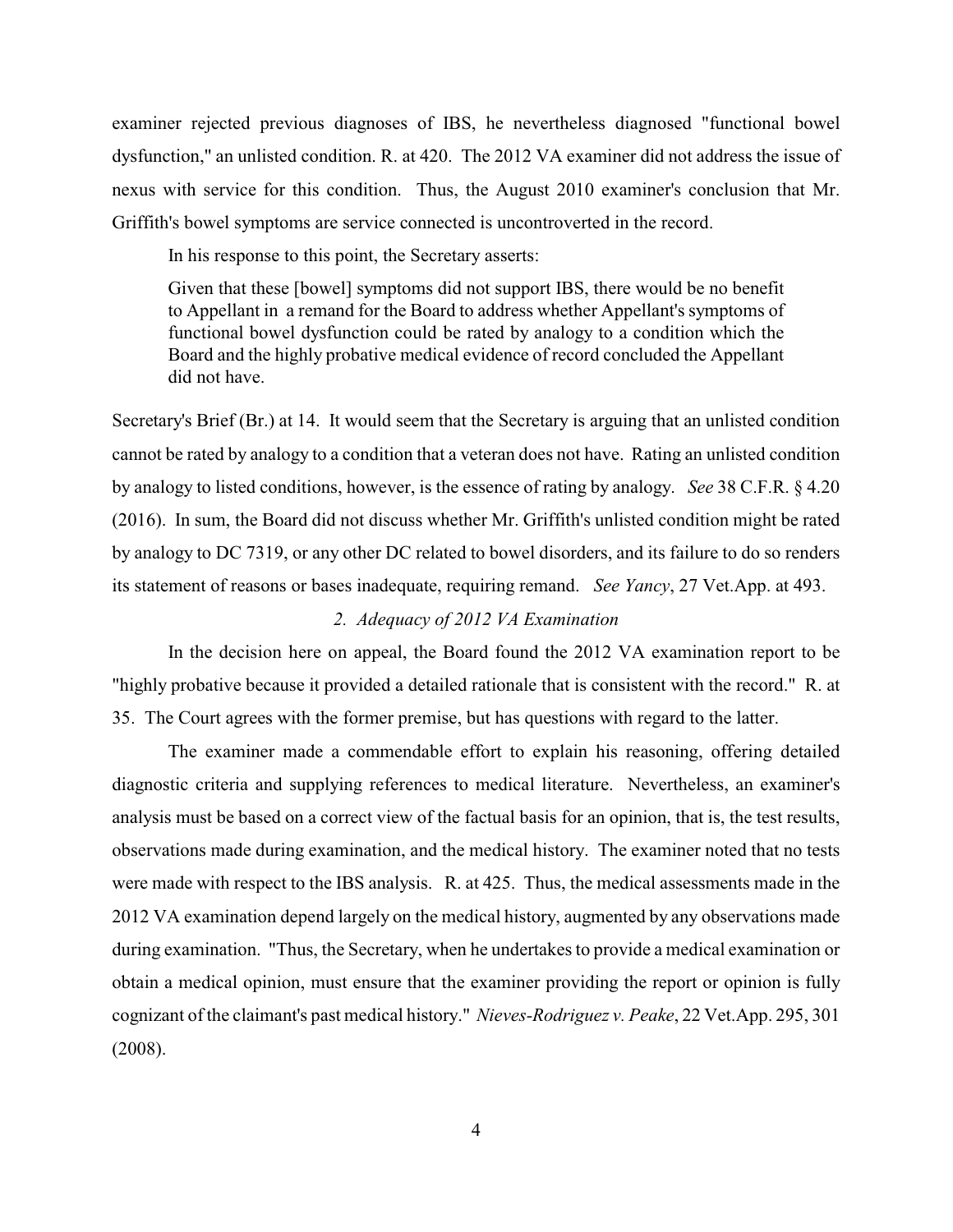examiner rejected previous diagnoses of IBS, he nevertheless diagnosed "functional bowel dysfunction," an unlisted condition. R. at 420. The 2012 VA examiner did not address the issue of nexus with service for this condition. Thus, the August 2010 examiner's conclusion that Mr. Griffith's bowel symptoms are service connected is uncontroverted in the record.

In his response to this point, the Secretary asserts:

> Given that these [bowel] symptoms did not support IBS, there would be no benefit to Appellant in a remand for the Board to address whether Appellant's symptoms of functional bowel dysfunction could be rated by analogy to a condition which the Board and the highly probative medical evidence of record concluded the Appellant did not have.

Secretary's Brief (Br.) at 14. It would seem that the Secretary is arguing that an unlisted condition cannot be rated by analogy to a condition that a veteran does not have. Rating an unlisted condition by analogy to listed conditions, however, is the essence of rating by analogy. *See* 38 C.F.R. § 4.20 (2016). In sum, the Board did not discuss whether Mr. Griffith's unlisted condition might be rated by analogy to DC 7319, or any other DC related to bowel disorders, and its failure to do so renders its statement of reasons or bases inadequate, requiring remand. *See Yancy*, 27 Vet.App. at 493.

*2. Adequacy of 2012 VA Examination*

In the decision here on appeal, the Board found the 2012 VA examination report to be "highly probative because it provided a detailed rationale that is consistent with the record." R. at 35. The Court agrees with the former premise, but has questions with regard to the latter.

The examiner made a commendable effort to explain his reasoning, offering detailed diagnostic criteria and supplying references to medical literature. Nevertheless, an examiner's analysis must be based on a correct view of the factual basis for an opinion, that is, the test results, observations made during examination, and the medical history. The examiner noted that no tests were made with respect to the IBS analysis. R. at 425. Thus, the medical assessments made in the 2012 VA examination depend largely on the medical history, augmented by any observations made during examination. "Thus, the Secretary, when he undertakes to provide a medical examination or obtain a medical opinion, must ensure that the examiner providing the report or opinion is fully cognizant of the claimant's past medical history." *Nieves-Rodriguez v. Peake*, 22 Vet.App. 295, 301 (2008).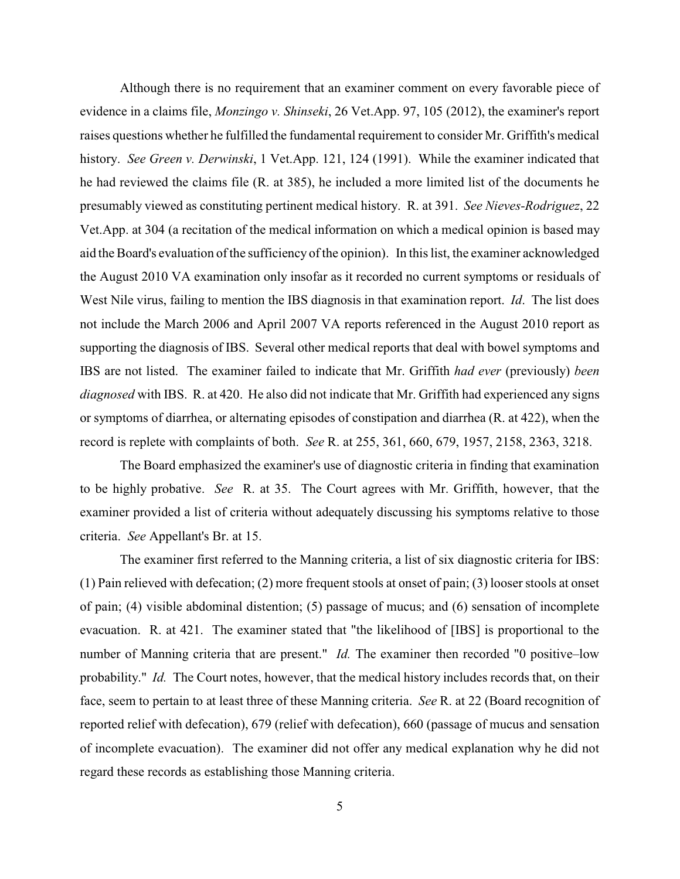Although there is no requirement that an examiner comment on every favorable piece of evidence in a claims file, *Monzingo v. Shinseki*, 26 Vet.App. 97, 105 (2012), the examiner's report raises questions whether he fulfilled the fundamental requirement to consider Mr. Griffith's medical history. *See Green v. Derwinski*, 1 Vet.App. 121, 124 (1991). While the examiner indicated that he had reviewed the claims file (R. at 385), he included a more limited list of the documents he presumably viewed as constituting pertinent medical history. R. at 391. *See Nieves-Rodriguez*, 22 Vet.App. at 304 (a recitation of the medical information on which a medical opinion is based may aid the Board's evaluation of the sufficiency of the opinion). In this list, the examiner acknowledged the August 2010 VA examination only insofar as it recorded no current symptoms or residuals of West Nile virus, failing to mention the IBS diagnosis in that examination report. *Id*. The list does not include the March 2006 and April 2007 VA reports referenced in the August 2010 report as supporting the diagnosis of IBS. Several other medical reports that deal with bowel symptoms and IBS are not listed. The examiner failed to indicate that Mr. Griffith *had ever* (previously) *been diagnosed* with IBS. R. at 420. He also did not indicate that Mr. Griffith had experienced any signs or symptoms of diarrhea, or alternating episodes of constipation and diarrhea (R. at 422), when the record is replete with complaints of both. *See* R. at 255, 361, 660, 679, 1957, 2158, 2363, 3218.

The Board emphasized the examiner's use of diagnostic criteria in finding that examination to be highly probative. *See* R. at 35. The Court agrees with Mr. Griffith, however, that the examiner provided a list of criteria without adequately discussing his symptoms relative to those criteria. *See* Appellant's Br. at 15.

The examiner first referred to the Manning criteria, a list of six diagnostic criteria for IBS: (1) Pain relieved with defecation; (2) more frequent stools at onset of pain; (3) looser stools at onset of pain; (4) visible abdominal distention; (5) passage of mucus; and (6) sensation of incomplete evacuation. R. at 421. The examiner stated that "the likelihood of [IBS] is proportional to the number of Manning criteria that are present." *Id.* The examiner then recorded "0 positive–low probability." *Id.* The Court notes, however, that the medical history includes records that, on their face, seem to pertain to at least three of these Manning criteria. *See* R. at 22 (Board recognition of reported relief with defecation), 679 (relief with defecation), 660 (passage of mucus and sensation of incomplete evacuation). The examiner did not offer any medical explanation why he did not regard these records as establishing those Manning criteria.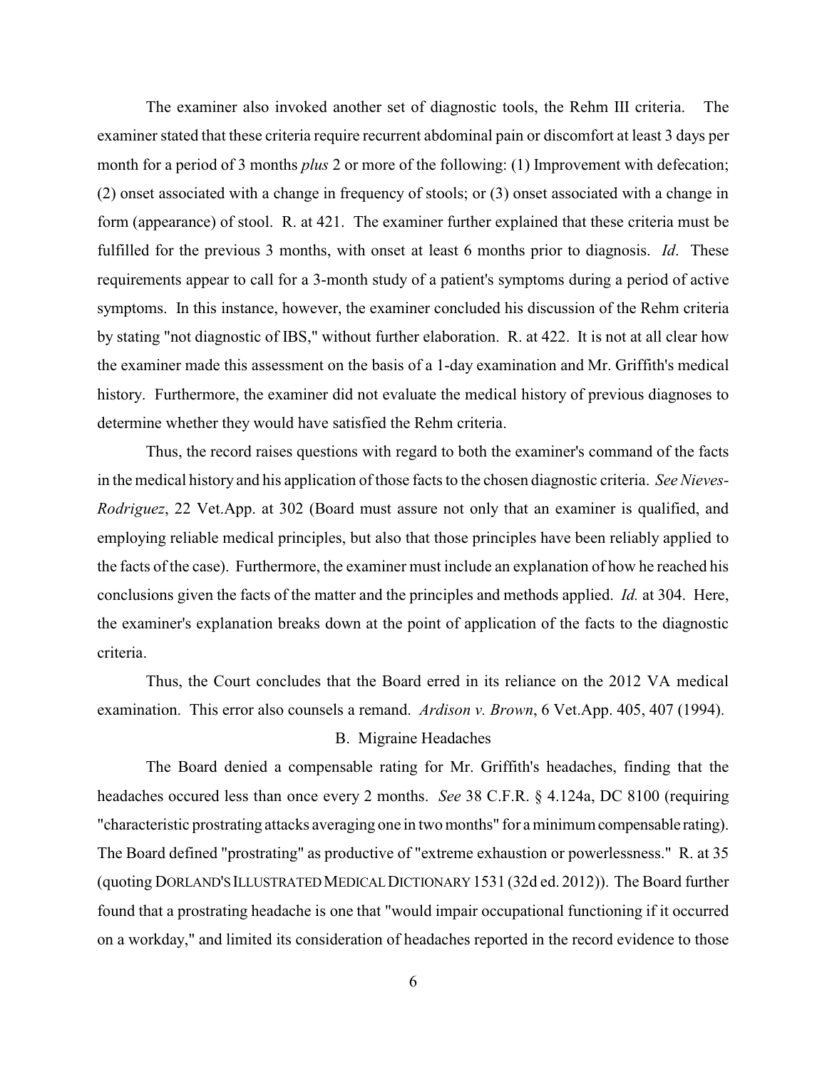The examiner also invoked another set of diagnostic tools, the Rehm III criteria. The examiner stated that these criteria require recurrent abdominal pain or discomfort at least 3 days per month for a period of 3 months *plus* 2 or more of the following: (1) Improvement with defecation; (2) onset associated with a change in frequency of stools; or (3) onset associated with a change in form (appearance) of stool. R. at 421. The examiner further explained that these criteria must be fulfilled for the previous 3 months, with onset at least 6 months prior to diagnosis. *Id*. These requirements appear to call for a 3-month study of a patient's symptoms during a period of active symptoms. In this instance, however, the examiner concluded his discussion of the Rehm criteria by stating "not diagnostic of IBS," without further elaboration. R. at 422. It is not at all clear how the examiner made this assessment on the basis of a 1-day examination and Mr. Griffith's medical history. Furthermore, the examiner did not evaluate the medical history of previous diagnoses to determine whether they would have satisfied the Rehm criteria.

Thus, the record raises questions with regard to both the examiner's command of the facts in the medical history and his application of those facts to the chosen diagnostic criteria. *See Nieves-Rodriguez*, 22 Vet.App. at 302 (Board must assure not only that an examiner is qualified, and employing reliable medical principles, but also that those principles have been reliably applied to the facts of the case). Furthermore, the examiner must include an explanation of how he reached his conclusions given the facts of the matter and the principles and methods applied. *Id.* at 304. Here, the examiner's explanation breaks down at the point of application of the facts to the diagnostic criteria.

Thus, the Court concludes that the Board erred in its reliance on the 2012 VA medical examination. This error also counsels a remand. *Ardison v. Brown*, 6 Vet.App. 405, 407 (1994).

### B. Migraine Headaches

The Board denied a compensable rating for Mr. Griffith's headaches, finding that the headaches occured less than once every 2 months. *See* 38 C.F.R. § 4.124a, DC 8100 (requiring "characteristic prostrating attacks averaging one in two months" for a minimum compensable rating). The Board defined "prostrating" as productive of "extreme exhaustion or powerlessness." R. at 35 (quoting DORLAND'S ILLUSTRATED MEDICAL DICTIONARY 1531 (32d ed. 2012)). The Board further found that a prostrating headache is one that "would impair occupational functioning if it occurred on a workday," and limited its consideration of headaches reported in the record evidence to those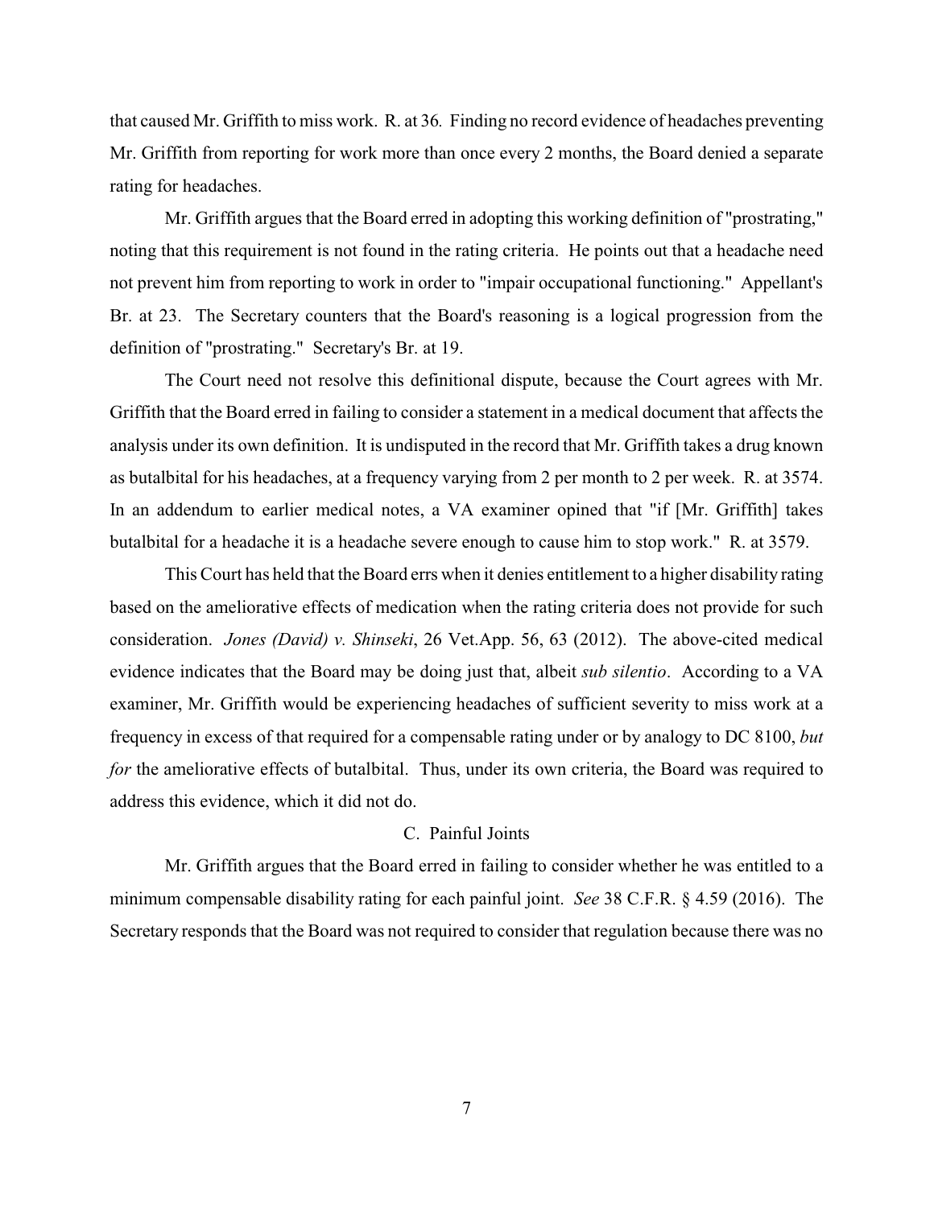that caused Mr. Griffith to miss work. R. at 36. Finding no record evidence of headaches preventing Mr. Griffith from reporting for work more than once every 2 months, the Board denied a separate rating for headaches.

Mr. Griffith argues that the Board erred in adopting this working definition of "prostrating," noting that this requirement is not found in the rating criteria. He points out that a headache need not prevent him from reporting to work in order to "impair occupational functioning." Appellant's Br. at 23. The Secretary counters that the Board's reasoning is a logical progression from the definition of "prostrating." Secretary's Br. at 19.

The Court need not resolve this definitional dispute, because the Court agrees with Mr. Griffith that the Board erred in failing to consider a statement in a medical document that affects the analysis under its own definition. It is undisputed in the record that Mr. Griffith takes a drug known as butalbital for his headaches, at a frequency varying from 2 per month to 2 per week. R. at 3574. In an addendum to earlier medical notes, a VA examiner opined that "if [Mr. Griffith] takes butalbital for a headache it is a headache severe enough to cause him to stop work." R. at 3579.

This Court has held that the Board errs when it denies entitlement to a higher disability rating based on the ameliorative effects of medication when the rating criteria does not provide for such consideration. *Jones (David) v. Shinseki*, 26 Vet.App. 56, 63 (2012). The above-cited medical evidence indicates that the Board may be doing just that, albeit *sub silentio*. According to a VA examiner, Mr. Griffith would be experiencing headaches of sufficient severity to miss work at a frequency in excess of that required for a compensable rating under or by analogy to DC 8100, *but for* the ameliorative effects of butalbital. Thus, under its own criteria, the Board was required to address this evidence, which it did not do.

C. Painful Joints

Mr. Griffith argues that the Board erred in failing to consider whether he was entitled to a minimum compensable disability rating for each painful joint. *See* 38 C.F.R. § 4.59 (2016). The Secretary responds that the Board was not required to consider that regulation because there was no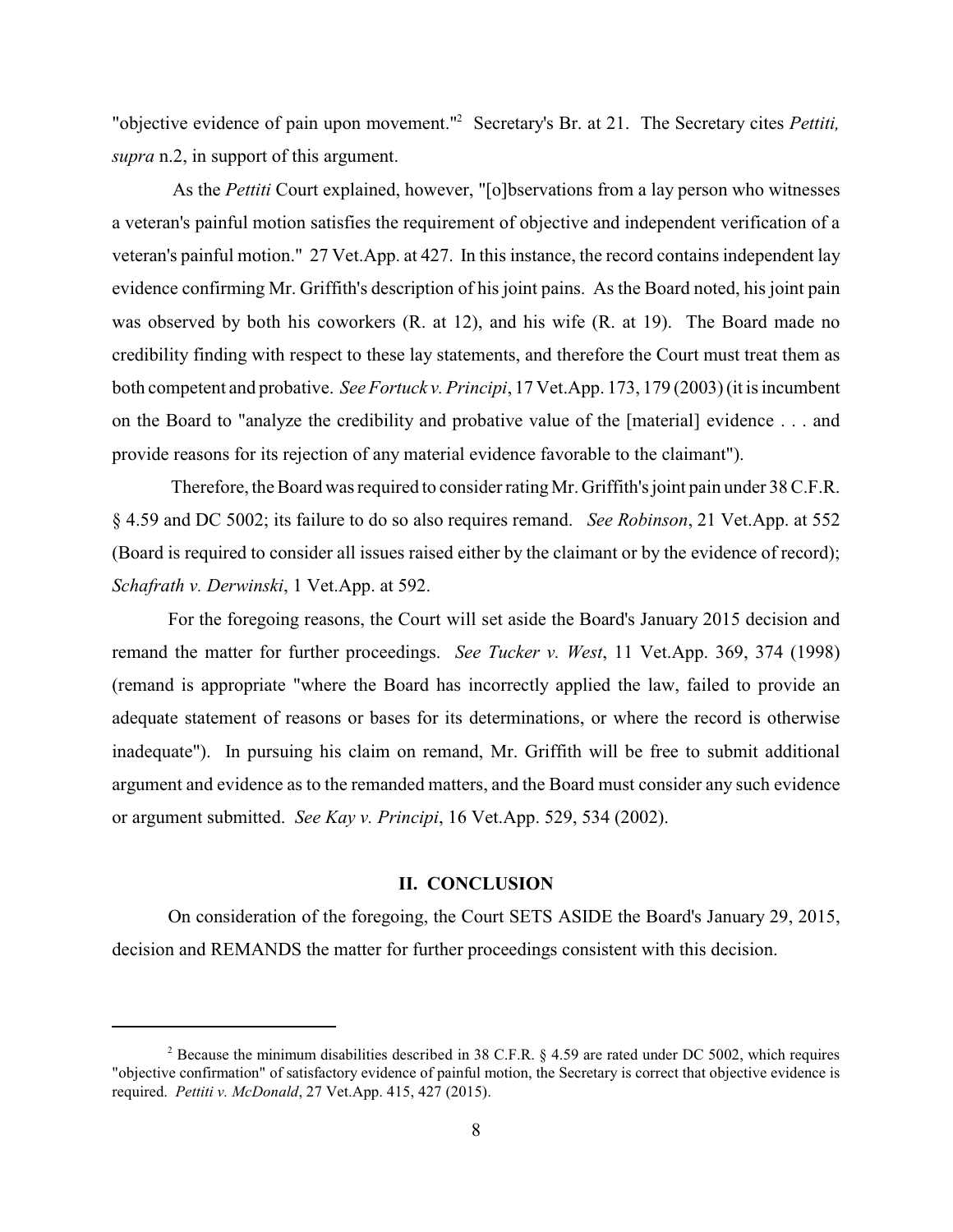"objective evidence of pain upon movement."[2] Secretary's Br. at 21. The Secretary cites *Pettiti, supra* n.2, in support of this argument.

As the *Pettiti* Court explained, however, "[o]bservations from a lay person who witnesses a veteran's painful motion satisfies the requirement of objective and independent verification of a veteran's painful motion." 27 Vet.App. at 427. In this instance, the record contains independent lay evidence confirming Mr. Griffith's description of his joint pains. As the Board noted, his joint pain was observed by both his coworkers (R. at 12), and his wife (R. at 19). The Board made no credibility finding with respect to these lay statements, and therefore the Court must treat them as both competent and probative. *See Fortuck v. Principi*, 17 Vet.App. 173, 179 (2003) (it is incumbent on the Board to "analyze the credibility and probative value of the [material] evidence . . . and provide reasons for its rejection of any material evidence favorable to the claimant").

Therefore, the Board was required to consider rating Mr. Griffith's joint pain under 38 C.F.R. § 4.59 and DC 5002; its failure to do so also requires remand. *See Robinson*, 21 Vet.App. at 552 (Board is required to consider all issues raised either by the claimant or by the evidence of record); *Schafrath v. Derwinski*, 1 Vet.App. at 592.

For the foregoing reasons, the Court will set aside the Board's January 2015 decision and remand the matter for further proceedings. *See Tucker v. West*, 11 Vet.App. 369, 374 (1998) (remand is appropriate "where the Board has incorrectly applied the law, failed to provide an adequate statement of reasons or bases for its determinations, or where the record is otherwise inadequate"). In pursuing his claim on remand, Mr. Griffith will be free to submit additional argument and evidence as to the remanded matters, and the Board must consider any such evidence or argument submitted. *See Kay v. Principi*, 16 Vet.App. 529, 534 (2002).

## II. CONCLUSION

On consideration of the foregoing, the Court SETS ASIDE the Board's January 29, 2015, decision and REMANDS the matter for further proceedings consistent with this decision.

---

[2] Because the minimum disabilities described in 38 C.F.R. § 4.59 are rated under DC 5002, which requires "objective confirmation" of satisfactory evidence of painful motion, the Secretary is correct that objective evidence is required. *Pettiti v. McDonald*, 27 Vet.App. 415, 427 (2015).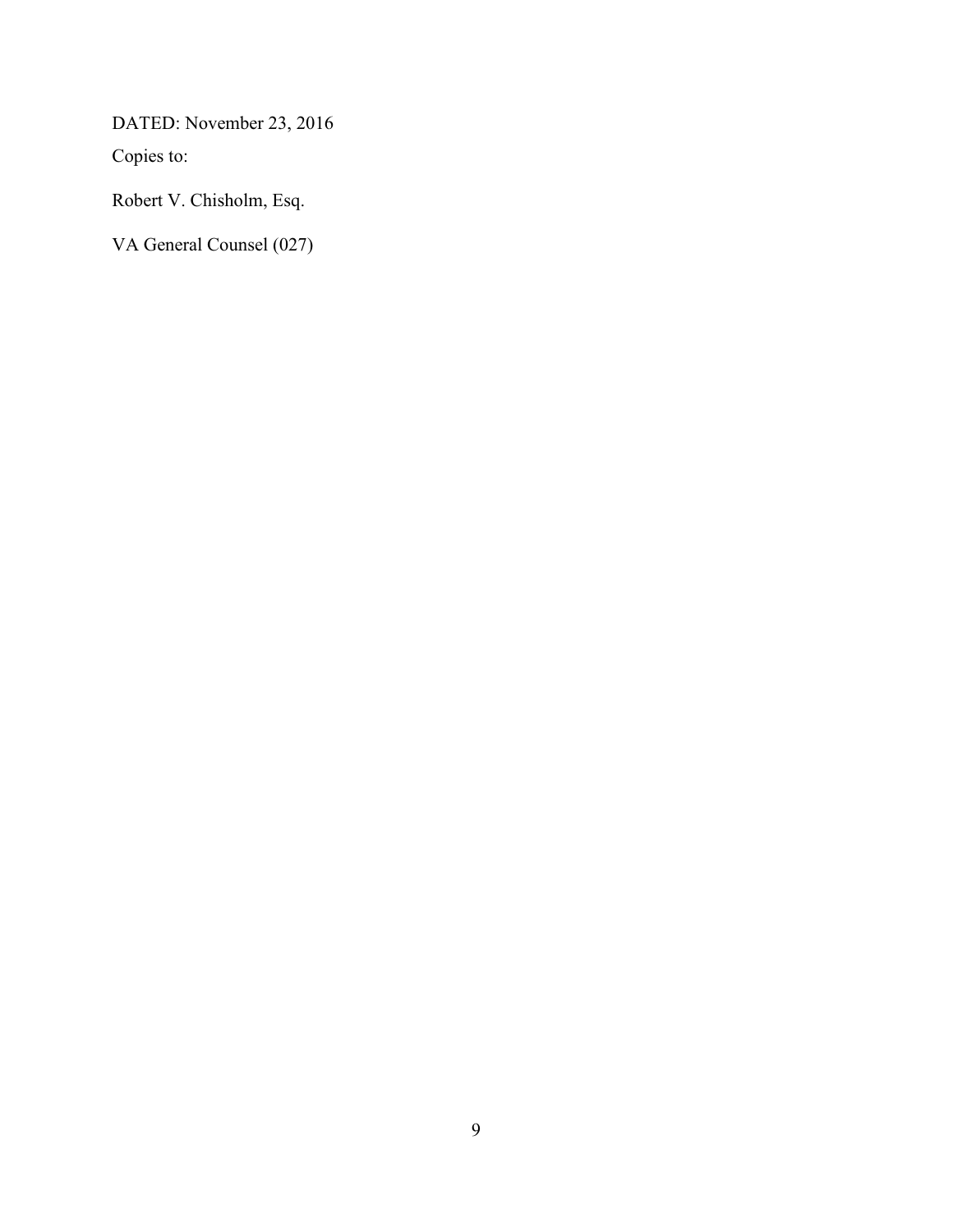DATED: November 23, 2016

Copies to:

Robert V. Chisholm, Esq.

VA General Counsel (027)